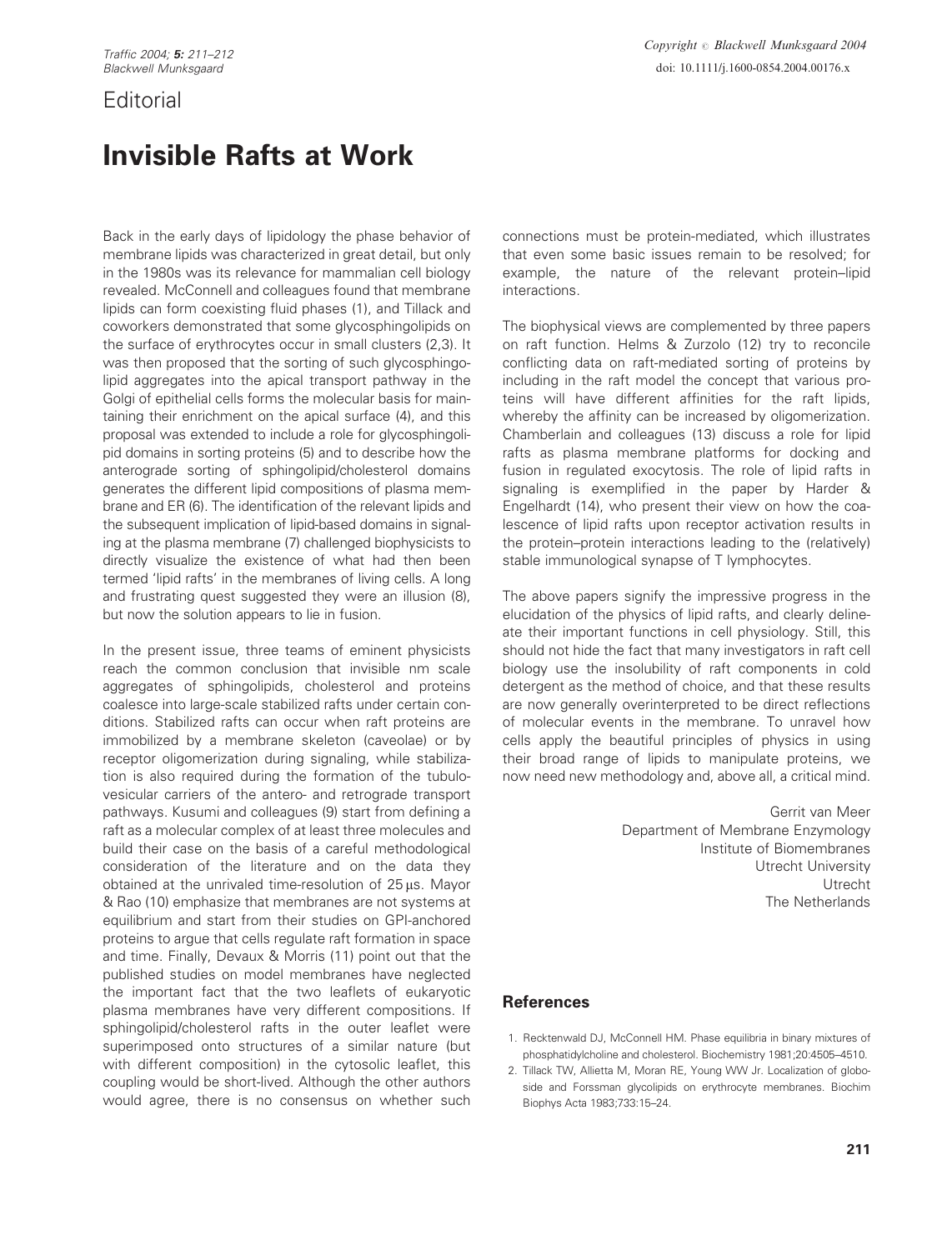Editorial

# Invisible Rafts at Work

Back in the early days of lipidology the phase behavior of membrane lipids was characterized in great detail, but only in the 1980s was its relevance for mammalian cell biology revealed. McConnell and colleagues found that membrane lipids can form coexisting fluid phases (1), and Tillack and coworkers demonstrated that some glycosphingolipids on the surface of erythrocytes occur in small clusters (2,3). It was then proposed that the sorting of such glycosphingolipid aggregates into the apical transport pathway in the Golgi of epithelial cells forms the molecular basis for maintaining their enrichment on the apical surface (4), and this proposal was extended to include a role for glycosphingolipid domains in sorting proteins (5) and to describe how the anterograde sorting of sphingolipid/cholesterol domains generates the different lipid compositions of plasma membrane and ER (6). The identification of the relevant lipids and the subsequent implication of lipid-based domains in signaling at the plasma membrane (7) challenged biophysicists to directly visualize the existence of what had then been termed 'lipid rafts' in the membranes of living cells. A long and frustrating quest suggested they were an illusion (8), but now the solution appears to lie in fusion.

In the present issue, three teams of eminent physicists reach the common conclusion that invisible nm scale aggregates of sphingolipids, cholesterol and proteins coalesce into large-scale stabilized rafts under certain conditions. Stabilized rafts can occur when raft proteins are immobilized by a membrane skeleton (caveolae) or by receptor oligomerization during signaling, while stabilization is also required during the formation of the tubulovesicular carriers of the antero- and retrograde transport pathways. Kusumi and colleagues (9) start from defining a raft as a molecular complex of at least three molecules and build their case on the basis of a careful methodological consideration of the literature and on the data they obtained at the unrivaled time-resolution of 25 µs. Mayor & Rao (10) emphasize that membranes are not systems at equilibrium and start from their studies on GPI-anchored proteins to argue that cells regulate raft formation in space and time. Finally, Devaux & Morris (11) point out that the published studies on model membranes have neglected the important fact that the two leaflets of eukaryotic plasma membranes have very different compositions. If sphingolipid/cholesterol rafts in the outer leaflet were superimposed onto structures of a similar nature (but with different composition) in the cytosolic leaflet, this coupling would be short-lived. Although the other authors would agree, there is no consensus on whether such connections must be protein-mediated, which illustrates that even some basic issues remain to be resolved; for example, the nature of the relevant protein–lipid interactions.

The biophysical views are complemented by three papers on raft function. Helms & Zurzolo (12) try to reconcile conflicting data on raft-mediated sorting of proteins by including in the raft model the concept that various proteins will have different affinities for the raft lipids, whereby the affinity can be increased by oligomerization. Chamberlain and colleagues (13) discuss a role for lipid rafts as plasma membrane platforms for docking and fusion in regulated exocytosis. The role of lipid rafts in signaling is exemplified in the paper by Harder & Engelhardt (14), who present their view on how the coalescence of lipid rafts upon receptor activation results in the protein–protein interactions leading to the (relatively) stable immunological synapse of T lymphocytes.

The above papers signify the impressive progress in the elucidation of the physics of lipid rafts, and clearly delineate their important functions in cell physiology. Still, this should not hide the fact that many investigators in raft cell biology use the insolubility of raft components in cold detergent as the method of choice, and that these results are now generally overinterpreted to be direct reflections of molecular events in the membrane. To unravel how cells apply the beautiful principles of physics in using their broad range of lipids to manipulate proteins, we now need new methodology and, above all, a critical mind.

Gerrit van Meer
Department of Membrane Enzymology
Institute of Biomembranes
Utrecht University
Utrecht
The Netherlands

## References

1. Recktenwald DJ, McConnell HM. Phase equilibria in binary mixtures of phosphatidylcholine and cholesterol. Biochemistry 1981;20:4505–4510.
2. Tillack TW, Allietta M, Moran RE, Young WW Jr. Localization of globoside and Forssman glycolipids on erythrocyte membranes. Biochim Biophys Acta 1983;733:15–24.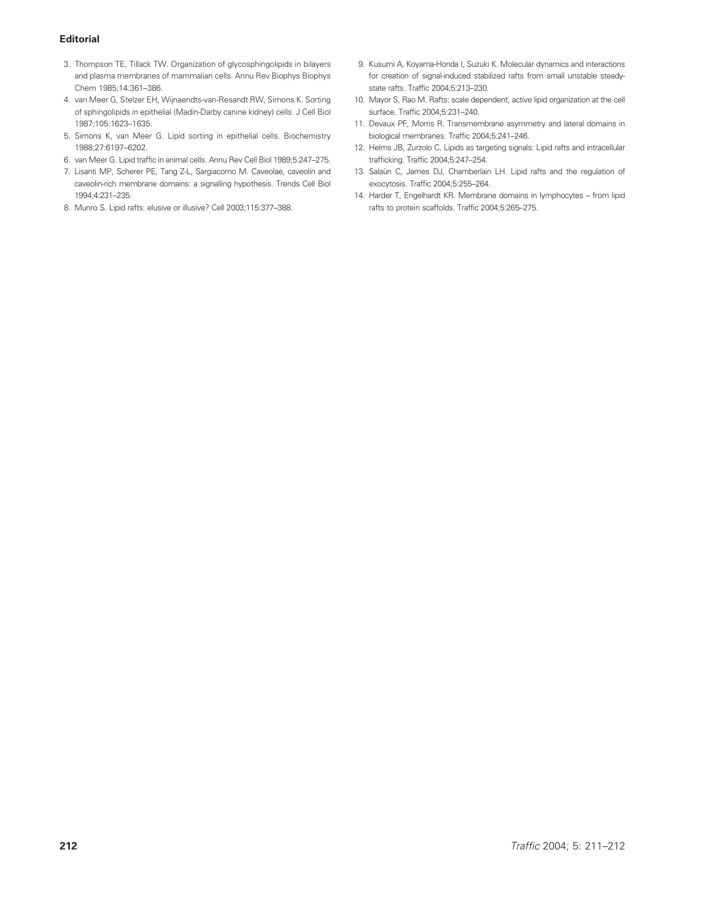3. Thompson TE, Tillack TW. Organization of glycosphingolipids in bilayers and plasma membranes of mammalian cells. Annu Rev Biophys Biophys Chem 1985;14:361–386.
4. van Meer G, Stelzer EH, Wijnaendts-van-Resandt RW, Simons K. Sorting of sphingolipids in epithelial (Madin-Darby canine kidney) cells. J Cell Biol 1987;105:1623–1635.
5. Simons K, van Meer G. Lipid sorting in epithelial cells. Biochemistry 1988;27:6197–6202.
6. van Meer G. Lipid traffic in animal cells. Annu Rev Cell Biol 1989;5:247–275.
7. Lisanti MP, Scherer PE, Tang Z-L, Sargiacomo M. Caveolae, caveolin and caveolin-rich membrane domains: a signalling hypothesis. Trends Cell Biol 1994;4:231–235.
8. Munro S. Lipid rafts: elusive or illusive? Cell 2003;115:377–388.
9. Kusumi A, Koyama-Honda I, Suzuki K. Molecular dynamics and interactions for creation of signal-induced stabilized rafts from small unstable steady-state rafts. Traffic 2004;5:213–230.
10. Mayor S, Rao M. Rafts: scale dependent, active lipid organization at the cell surface. Traffic 2004;5:231–240.
11. Devaux PF, Morris R. Transmembrane asymmetry and lateral domains in biological membranes. Traffic 2004;5:241–246.
12. Helms JB, Zurzolo C. Lipids as targeting signals: Lipid rafts and intracellular trafficking. Traffic 2004;5:247–254.
13. Salaün C, James DJ, Chamberlain LH. Lipid rafts and the regulation of exocytosis. Traffic 2004;5:255–264.
14. Harder T, Engelhardt KR. Membrane domains in lymphocytes – from lipid rafts to protein scaffolds. Traffic 2004;5:265–275.